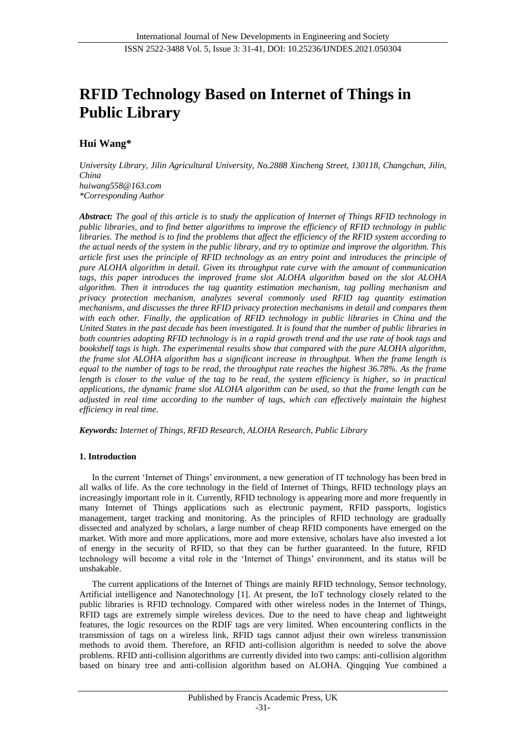# RFID Technology Based on Internet of Things in Public Library

## Hui Wang*

*University Library, Jilin Agricultural University, No.2888 Xincheng Street, 130118, Changchun, Jilin, China*
*huiwang558@163.com*
*\*Corresponding Author*

***Abstract:** The goal of this article is to study the application of Internet of Things RFID technology in public libraries, and to find better algorithms to improve the efficiency of RFID technology in public libraries. The method is to find the problems that affect the efficiency of the RFID system according to the actual needs of the system in the public library, and try to optimize and improve the algorithm. This article first uses the principle of RFID technology as an entry point and introduces the principle of pure ALOHA algorithm in detail. Given its throughput rate curve with the amount of communication tags, this paper introduces the improved frame slot ALOHA algorithm based on the slot ALOHA algorithm. Then it introduces the tag quantity estimation mechanism, tag polling mechanism and privacy protection mechanism, analyzes several commonly used RFID tag quantity estimation mechanisms, and discusses the three RFID privacy protection mechanisms in detail and compares them with each other. Finally, the application of RFID technology in public libraries in China and the United States in the past decade has been investigated. It is found that the number of public libraries in both countries adopting RFID technology is in a rapid growth trend and the use rate of book tags and bookshelf tags is high. The experimental results show that compared with the pure ALOHA algorithm, the frame slot ALOHA algorithm has a significant increase in throughput. When the frame length is equal to the number of tags to be read, the throughput rate reaches the highest 36.78%. As the frame length is closer to the value of the tag to be read, the system efficiency is higher, so in practical applications, the dynamic frame slot ALOHA algorithm can be used, so that the frame length can be adjusted in real time according to the number of tags, which can effectively maintain the highest efficiency in real time.*

***Keywords:** Internet of Things, RFID Research, ALOHA Research, Public Library*

### 1. Introduction

In the current 'Internet of Things' environment, a new generation of IT technology has been bred in all walks of life. As the core technology in the field of Internet of Things, RFID technology plays an increasingly important role in it. Currently, RFID technology is appearing more and more frequently in many Internet of Things applications such as electronic payment, RFID passports, logistics management, target tracking and monitoring. As the principles of RFID technology are gradually dissected and analyzed by scholars, a large number of cheap RFID components have emerged on the market. With more and more applications, more and more extensive, scholars have also invested a lot of energy in the security of RFID, so that they can be further guaranteed. In the future, RFID technology will become a vital role in the 'Internet of Things' environment, and its status will be unshakable.

The current applications of the Internet of Things are mainly RFID technology, Sensor technology, Artificial intelligence and Nanotechnology [1]. At present, the IoT technology closely related to the public libraries is RFID technology. Compared with other wireless nodes in the Internet of Things, RFID tags are extremely simple wireless devices. Due to the need to have cheap and lightweight features, the logic resources on the RDIF tags are very limited. When encountering conflicts in the transmission of tags on a wireless link, RFID tags cannot adjust their own wireless transmission methods to avoid them. Therefore, an RFID anti-collision algorithm is needed to solve the above problems. RFID anti-collision algorithms are currently divided into two camps: anti-collision algorithm based on binary tree and anti-collision algorithm based on ALOHA. Qingqing Yue combined a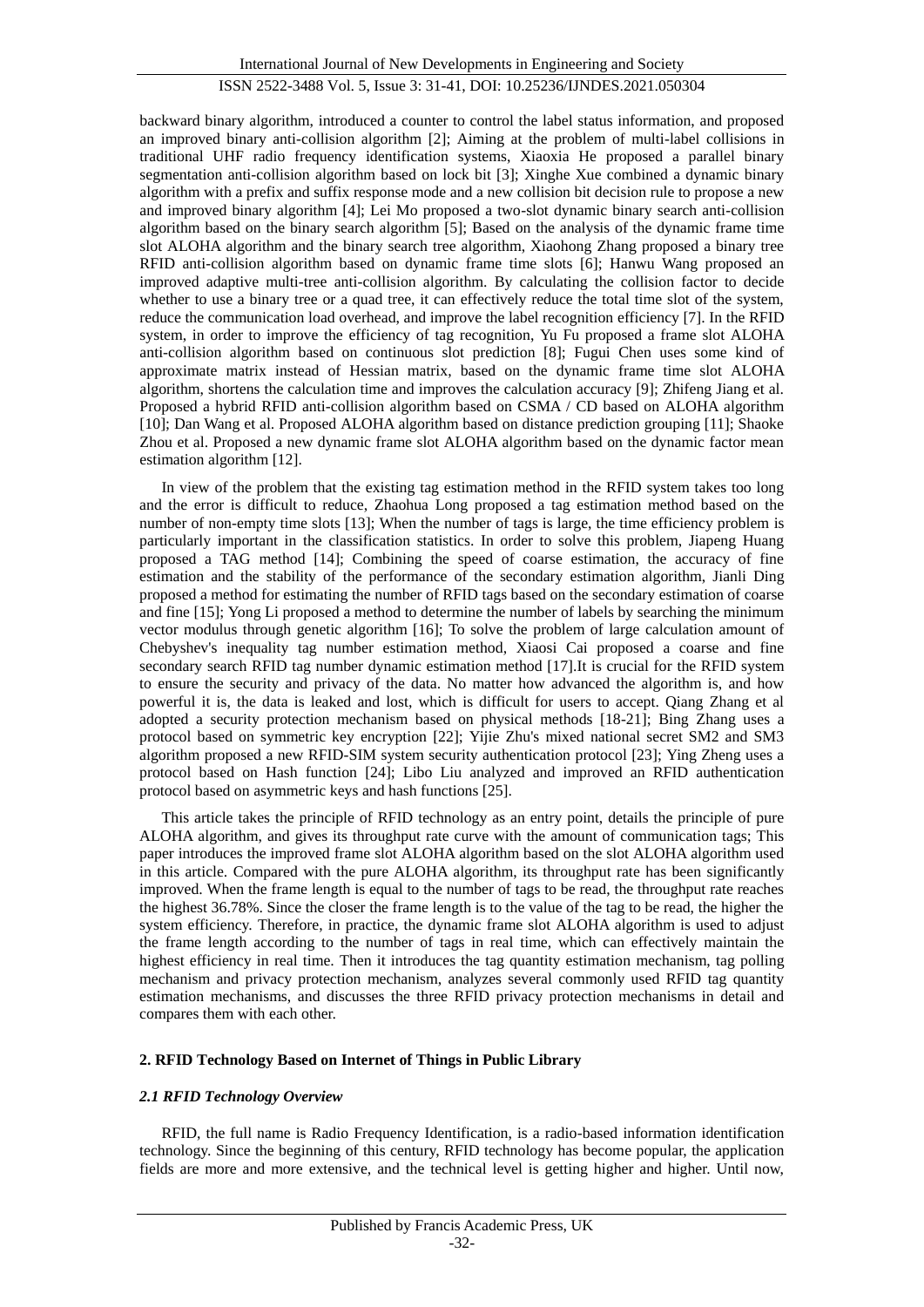backward binary algorithm, introduced a counter to control the label status information, and proposed an improved binary anti-collision algorithm [2]; Aiming at the problem of multi-label collisions in traditional UHF radio frequency identification systems, Xiaoxia He proposed a parallel binary segmentation anti-collision algorithm based on lock bit [3]; Xinghe Xue combined a dynamic binary algorithm with a prefix and suffix response mode and a new collision bit decision rule to propose a new and improved binary algorithm [4]; Lei Mo proposed a two-slot dynamic binary search anti-collision algorithm based on the binary search algorithm [5]; Based on the analysis of the dynamic frame time slot ALOHA algorithm and the binary search tree algorithm, Xiaohong Zhang proposed a binary tree RFID anti-collision algorithm based on dynamic frame time slots [6]; Hanwu Wang proposed an improved adaptive multi-tree anti-collision algorithm. By calculating the collision factor to decide whether to use a binary tree or a quad tree, it can effectively reduce the total time slot of the system, reduce the communication load overhead, and improve the label recognition efficiency [7]. In the RFID system, in order to improve the efficiency of tag recognition, Yu Fu proposed a frame slot ALOHA anti-collision algorithm based on continuous slot prediction [8]; Fugui Chen uses some kind of approximate matrix instead of Hessian matrix, based on the dynamic frame time slot ALOHA algorithm, shortens the calculation time and improves the calculation accuracy [9]; Zhifeng Jiang et al. Proposed a hybrid RFID anti-collision algorithm based on CSMA / CD based on ALOHA algorithm [10]; Dan Wang et al. Proposed ALOHA algorithm based on distance prediction grouping [11]; Shaoke Zhou et al. Proposed a new dynamic frame slot ALOHA algorithm based on the dynamic factor mean estimation algorithm [12].

In view of the problem that the existing tag estimation method in the RFID system takes too long and the error is difficult to reduce, Zhaohua Long proposed a tag estimation method based on the number of non-empty time slots [13]; When the number of tags is large, the time efficiency problem is particularly important in the classification statistics. In order to solve this problem, Jiapeng Huang proposed a TAG method [14]; Combining the speed of coarse estimation, the accuracy of fine estimation and the stability of the performance of the secondary estimation algorithm, Jianli Ding proposed a method for estimating the number of RFID tags based on the secondary estimation of coarse and fine [15]; Yong Li proposed a method to determine the number of labels by searching the minimum vector modulus through genetic algorithm [16]; To solve the problem of large calculation amount of Chebyshev's inequality tag number estimation method, Xiaosi Cai proposed a coarse and fine secondary search RFID tag number dynamic estimation method [17].It is crucial for the RFID system to ensure the security and privacy of the data. No matter how advanced the algorithm is, and how powerful it is, the data is leaked and lost, which is difficult for users to accept. Qiang Zhang et al adopted a security protection mechanism based on physical methods [18-21]; Bing Zhang uses a protocol based on symmetric key encryption [22]; Yijie Zhu's mixed national secret SM2 and SM3 algorithm proposed a new RFID-SIM system security authentication protocol [23]; Ying Zheng uses a protocol based on Hash function [24]; Libo Liu analyzed and improved an RFID authentication protocol based on asymmetric keys and hash functions [25].

This article takes the principle of RFID technology as an entry point, details the principle of pure ALOHA algorithm, and gives its throughput rate curve with the amount of communication tags; This paper introduces the improved frame slot ALOHA algorithm based on the slot ALOHA algorithm used in this article. Compared with the pure ALOHA algorithm, its throughput rate has been significantly improved. When the frame length is equal to the number of tags to be read, the throughput rate reaches the highest 36.78%. Since the closer the frame length is to the value of the tag to be read, the higher the system efficiency. Therefore, in practice, the dynamic frame slot ALOHA algorithm is used to adjust the frame length according to the number of tags in real time, which can effectively maintain the highest efficiency in real time. Then it introduces the tag quantity estimation mechanism, tag polling mechanism and privacy protection mechanism, analyzes several commonly used RFID tag quantity estimation mechanisms, and discusses the three RFID privacy protection mechanisms in detail and compares them with each other.

## 2. RFID Technology Based on Internet of Things in Public Library

### *2.1 RFID Technology Overview*

RFID, the full name is Radio Frequency Identification, is a radio-based information identification technology. Since the beginning of this century, RFID technology has become popular, the application fields are more and more extensive, and the technical level is getting higher and higher. Until now,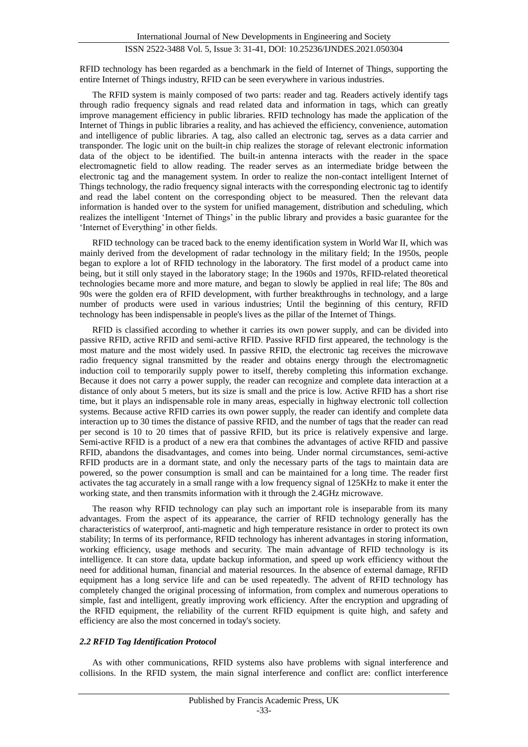RFID technology has been regarded as a benchmark in the field of Internet of Things, supporting the entire Internet of Things industry, RFID can be seen everywhere in various industries.

The RFID system is mainly composed of two parts: reader and tag. Readers actively identify tags through radio frequency signals and read related data and information in tags, which can greatly improve management efficiency in public libraries. RFID technology has made the application of the Internet of Things in public libraries a reality, and has achieved the efficiency, convenience, automation and intelligence of public libraries. A tag, also called an electronic tag, serves as a data carrier and transponder. The logic unit on the built-in chip realizes the storage of relevant electronic information data of the object to be identified. The built-in antenna interacts with the reader in the space electromagnetic field to allow reading. The reader serves as an intermediate bridge between the electronic tag and the management system. In order to realize the non-contact intelligent Internet of Things technology, the radio frequency signal interacts with the corresponding electronic tag to identify and read the label content on the corresponding object to be measured. Then the relevant data information is handed over to the system for unified management, distribution and scheduling, which realizes the intelligent 'Internet of Things' in the public library and provides a basic guarantee for the 'Internet of Everything' in other fields.

RFID technology can be traced back to the enemy identification system in World War II, which was mainly derived from the development of radar technology in the military field; In the 1950s, people began to explore a lot of RFID technology in the laboratory. The first model of a product came into being, but it still only stayed in the laboratory stage; In the 1960s and 1970s, RFID-related theoretical technologies became more and more mature, and began to slowly be applied in real life; The 80s and 90s were the golden era of RFID development, with further breakthroughs in technology, and a large number of products were used in various industries; Until the beginning of this century, RFID technology has been indispensable in people's lives as the pillar of the Internet of Things.

RFID is classified according to whether it carries its own power supply, and can be divided into passive RFID, active RFID and semi-active RFID. Passive RFID first appeared, the technology is the most mature and the most widely used. In passive RFID, the electronic tag receives the microwave radio frequency signal transmitted by the reader and obtains energy through the electromagnetic induction coil to temporarily supply power to itself, thereby completing this information exchange. Because it does not carry a power supply, the reader can recognize and complete data interaction at a distance of only about 5 meters, but its size is small and the price is low. Active RFID has a short rise time, but it plays an indispensable role in many areas, especially in highway electronic toll collection systems. Because active RFID carries its own power supply, the reader can identify and complete data interaction up to 30 times the distance of passive RFID, and the number of tags that the reader can read per second is 10 to 20 times that of passive RFID, but its price is relatively expensive and large. Semi-active RFID is a product of a new era that combines the advantages of active RFID and passive RFID, abandons the disadvantages, and comes into being. Under normal circumstances, semi-active RFID products are in a dormant state, and only the necessary parts of the tags to maintain data are powered, so the power consumption is small and can be maintained for a long time. The reader first activates the tag accurately in a small range with a low frequency signal of 125KHz to make it enter the working state, and then transmits information with it through the 2.4GHz microwave.

The reason why RFID technology can play such an important role is inseparable from its many advantages. From the aspect of its appearance, the carrier of RFID technology generally has the characteristics of waterproof, anti-magnetic and high temperature resistance in order to protect its own stability; In terms of its performance, RFID technology has inherent advantages in storing information, working efficiency, usage methods and security. The main advantage of RFID technology is its intelligence. It can store data, update backup information, and speed up work efficiency without the need for additional human, financial and material resources. In the absence of external damage, RFID equipment has a long service life and can be used repeatedly. The advent of RFID technology has completely changed the original processing of information, from complex and numerous operations to simple, fast and intelligent, greatly improving work efficiency. After the encryption and upgrading of the RFID equipment, the reliability of the current RFID equipment is quite high, and safety and efficiency are also the most concerned in today's society.

### *2.2 RFID Tag Identification Protocol*

As with other communications, RFID systems also have problems with signal interference and collisions. In the RFID system, the main signal interference and conflict are: conflict interference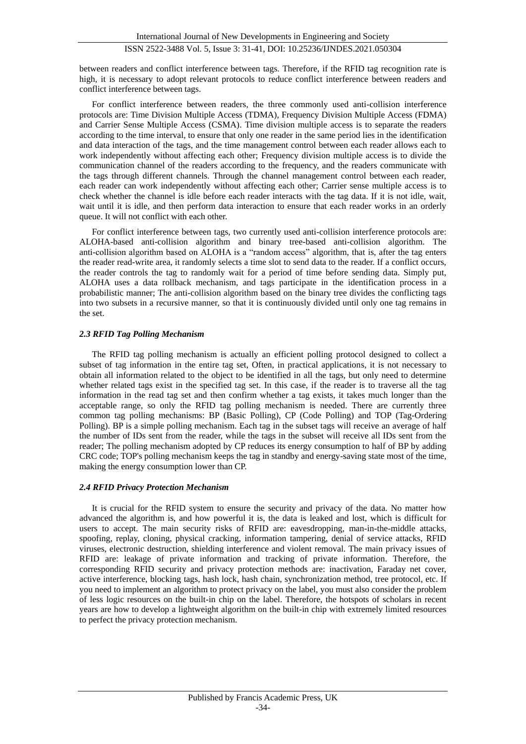between readers and conflict interference between tags. Therefore, if the RFID tag recognition rate is high, it is necessary to adopt relevant protocols to reduce conflict interference between readers and conflict interference between tags.

For conflict interference between readers, the three commonly used anti-collision interference protocols are: Time Division Multiple Access (TDMA), Frequency Division Multiple Access (FDMA) and Carrier Sense Multiple Access (CSMA). Time division multiple access is to separate the readers according to the time interval, to ensure that only one reader in the same period lies in the identification and data interaction of the tags, and the time management control between each reader allows each to work independently without affecting each other; Frequency division multiple access is to divide the communication channel of the readers according to the frequency, and the readers communicate with the tags through different channels. Through the channel management control between each reader, each reader can work independently without affecting each other; Carrier sense multiple access is to check whether the channel is idle before each reader interacts with the tag data. If it is not idle, wait, wait until it is idle, and then perform data interaction to ensure that each reader works in an orderly queue. It will not conflict with each other.

For conflict interference between tags, two currently used anti-collision interference protocols are: ALOHA-based anti-collision algorithm and binary tree-based anti-collision algorithm. The anti-collision algorithm based on ALOHA is a "random access" algorithm, that is, after the tag enters the reader read-write area, it randomly selects a time slot to send data to the reader. If a conflict occurs, the reader controls the tag to randomly wait for a period of time before sending data. Simply put, ALOHA uses a data rollback mechanism, and tags participate in the identification process in a probabilistic manner; The anti-collision algorithm based on the binary tree divides the conflicting tags into two subsets in a recursive manner, so that it is continuously divided until only one tag remains in the set.

### *2.3 RFID Tag Polling Mechanism*

The RFID tag polling mechanism is actually an efficient polling protocol designed to collect a subset of tag information in the entire tag set, Often, in practical applications, it is not necessary to obtain all information related to the object to be identified in all the tags, but only need to determine whether related tags exist in the specified tag set. In this case, if the reader is to traverse all the tag information in the read tag set and then confirm whether a tag exists, it takes much longer than the acceptable range, so only the RFID tag polling mechanism is needed. There are currently three common tag polling mechanisms: BP (Basic Polling), CP (Code Polling) and TOP (Tag-Ordering Polling). BP is a simple polling mechanism. Each tag in the subset tags will receive an average of half the number of IDs sent from the reader, while the tags in the subset will receive all IDs sent from the reader; The polling mechanism adopted by CP reduces its energy consumption to half of BP by adding CRC code; TOP's polling mechanism keeps the tag in standby and energy-saving state most of the time, making the energy consumption lower than CP.

### *2.4 RFID Privacy Protection Mechanism*

It is crucial for the RFID system to ensure the security and privacy of the data. No matter how advanced the algorithm is, and how powerful it is, the data is leaked and lost, which is difficult for users to accept. The main security risks of RFID are: eavesdropping, man-in-the-middle attacks, spoofing, replay, cloning, physical cracking, information tampering, denial of service attacks, RFID viruses, electronic destruction, shielding interference and violent removal. The main privacy issues of RFID are: leakage of private information and tracking of private information. Therefore, the corresponding RFID security and privacy protection methods are: inactivation, Faraday net cover, active interference, blocking tags, hash lock, hash chain, synchronization method, tree protocol, etc. If you need to implement an algorithm to protect privacy on the label, you must also consider the problem of less logic resources on the built-in chip on the label. Therefore, the hotspots of scholars in recent years are how to develop a lightweight algorithm on the built-in chip with extremely limited resources to perfect the privacy protection mechanism.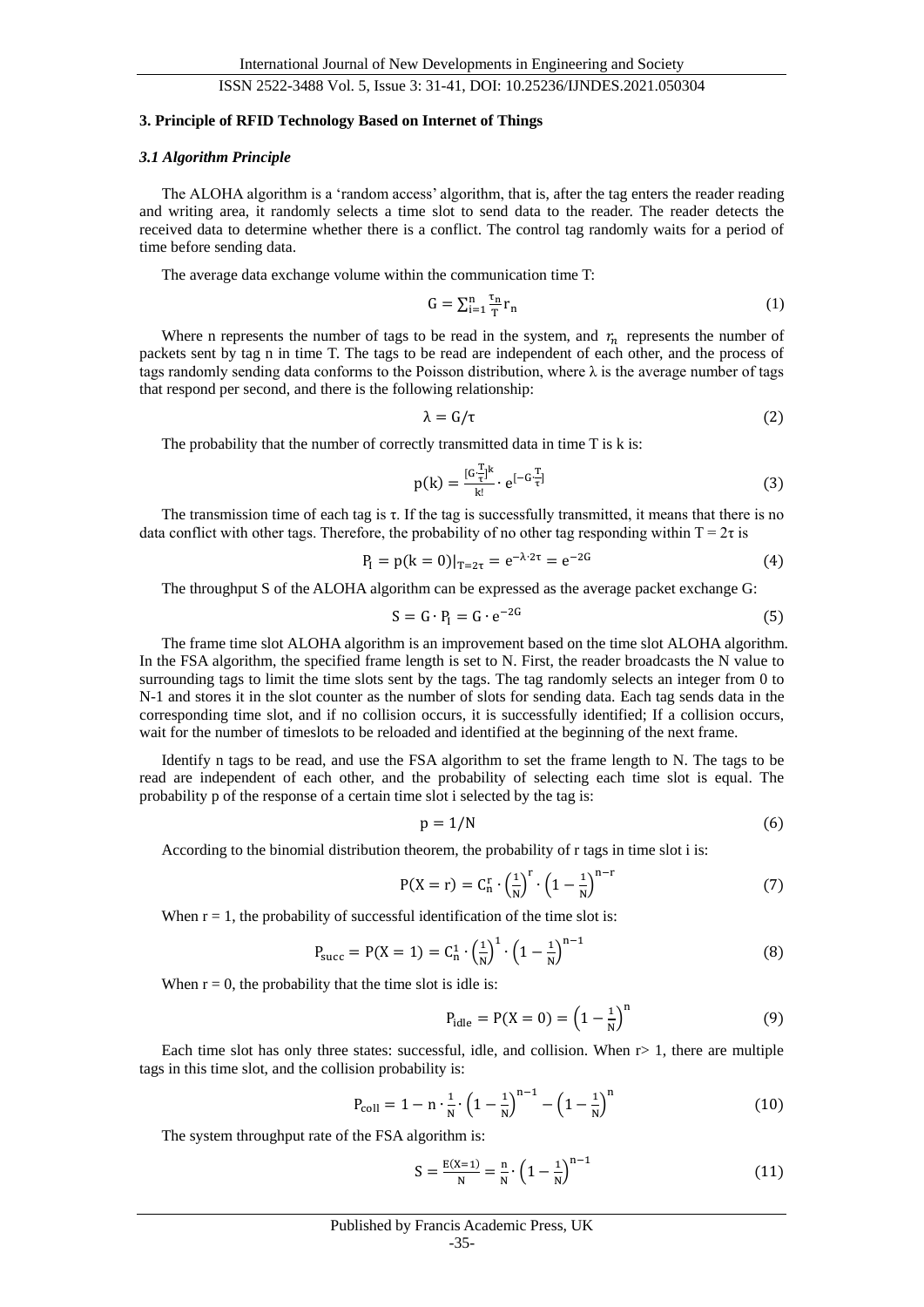## 3. Principle of RFID Technology Based on Internet of Things

### *3.1 Algorithm Principle*

The ALOHA algorithm is a 'random access' algorithm, that is, after the tag enters the reader reading and writing area, it randomly selects a time slot to send data to the reader. The reader detects the received data to determine whether there is a conflict. The control tag randomly waits for a period of time before sending data.

The average data exchange volume within the communication time T:

$$G = \sum_{i=1}^{n} \frac{\tau_n}{T} r_n \tag{1}$$

Where n represents the number of tags to be read in the system, and $r_n$ represents the number of packets sent by tag n in time T. The tags to be read are independent of each other, and the process of tags randomly sending data conforms to the Poisson distribution, where λ is the average number of tags that respond per second, and there is the following relationship:

$$\lambda = G/\tau \tag{2}$$

The probability that the number of correctly transmitted data in time T is k is:

$$p(k) = \frac{[G\frac{T}{\tau}]^k}{k!} \cdot e^{[-G\frac{T}{\tau}]} \tag{3}$$

The transmission time of each tag is τ. If the tag is successfully transmitted, it means that there is no data conflict with other tags. Therefore, the probability of no other tag responding within T = 2τ is

$$P_l = p(k=0)|_{T=2\tau} = e^{-\lambda \cdot 2\tau} = e^{-2G} \tag{4}$$

The throughput S of the ALOHA algorithm can be expressed as the average packet exchange G:

$$S = G \cdot P_l = G \cdot e^{-2G} \tag{5}$$

The frame time slot ALOHA algorithm is an improvement based on the time slot ALOHA algorithm. In the FSA algorithm, the specified frame length is set to N. First, the reader broadcasts the N value to surrounding tags to limit the time slots sent by the tags. The tag randomly selects an integer from 0 to N-1 and stores it in the slot counter as the number of slots for sending data. Each tag sends data in the corresponding time slot, and if no collision occurs, it is successfully identified; If a collision occurs, wait for the number of timeslots to be reloaded and identified at the beginning of the next frame.

Identify n tags to be read, and use the FSA algorithm to set the frame length to N. The tags to be read are independent of each other, and the probability of selecting each time slot is equal. The probability p of the response of a certain time slot i selected by the tag is:

$$p = 1/N \tag{6}$$

According to the binomial distribution theorem, the probability of r tags in time slot i is:

$$P(X = r) = C_n^r \cdot \left(\frac{1}{N}\right)^r \cdot \left(1 - \frac{1}{N}\right)^{n-r} \tag{7}$$

When r = 1, the probability of successful identification of the time slot is:

$$P_{succ} = P(X = 1) = C_n^1 \cdot \left(\frac{1}{N}\right)^1 \cdot \left(1 - \frac{1}{N}\right)^{n-1} \tag{8}$$

When r = 0, the probability that the time slot is idle is:

$$P_{idle} = P(X = 0) = \left(1 - \frac{1}{N}\right)^n \tag{9}$$

Each time slot has only three states: successful, idle, and collision. When r> 1, there are multiple tags in this time slot, and the collision probability is:

$$P_{coll} = 1 - n \cdot \frac{1}{N} \cdot \left(1 - \frac{1}{N}\right)^{n-1} - \left(1 - \frac{1}{N}\right)^n \tag{10}$$

The system throughput rate of the FSA algorithm is:

$$S = \frac{E(X=1)}{N} = \frac{n}{N} \cdot \left(1 - \frac{1}{N}\right)^{n-1} \tag{11}$$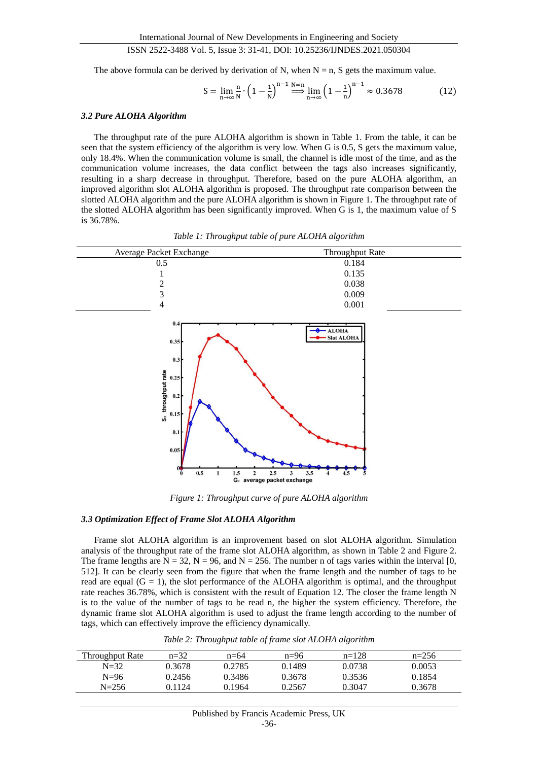The above formula can be derived by derivation of N, when N = n, S gets the maximum value.

$$S = \lim_{n\to\infty} \frac{n}{N} \cdot \left(1 - \frac{1}{N}\right)^{n-1} \overset{N=n}{\Longrightarrow} \lim_{n\to\infty} \left(1 - \frac{1}{n}\right)^{n-1} \approx 0.3678 \tag{12}$$

### *3.2 Pure ALOHA Algorithm*

The throughput rate of the pure ALOHA algorithm is shown in Table 1. From the table, it can be seen that the system efficiency of the algorithm is very low. When G is 0.5, S gets the maximum value, only 18.4%. When the communication volume is small, the channel is idle most of the time, and as the communication volume increases, the data conflict between the tags also increases significantly, resulting in a sharp decrease in throughput. Therefore, based on the pure ALOHA algorithm, an improved algorithm slot ALOHA algorithm is proposed. The throughput rate comparison between the slotted ALOHA algorithm and the pure ALOHA algorithm is shown in Figure 1. The throughput rate of the slotted ALOHA algorithm has been significantly improved. When G is 1, the maximum value of S is 36.78%.

*Table 1: Throughput table of pure ALOHA algorithm*

| Average Packet Exchange | Throughput Rate |
|---|---|
| 0.5 | 0.184 |
| 1 | 0.135 |
| 2 | 0.038 |
| 3 | 0.009 |
| 4 | 0.001 |

*Figure 1: Throughput curve of pure ALOHA algorithm*

### *3.3 Optimization Effect of Frame Slot ALOHA Algorithm*

Frame slot ALOHA algorithm is an improvement based on slot ALOHA algorithm. Simulation analysis of the throughput rate of the frame slot ALOHA algorithm, as shown in Table 2 and Figure 2. The frame lengths are N = 32, N = 96, and N = 256. The number n of tags varies within the interval [0, 512]. It can be clearly seen from the figure that when the frame length and the number of tags to be read are equal (G = 1), the slot performance of the ALOHA algorithm is optimal, and the throughput rate reaches 36.78%, which is consistent with the result of Equation 12. The closer the frame length N is to the value of the number of tags to be read n, the higher the system efficiency. Therefore, the dynamic frame slot ALOHA algorithm is used to adjust the frame length according to the number of tags, which can effectively improve the efficiency dynamically.

*Table 2: Throughput table of frame slot ALOHA algorithm*

| Throughput Rate | n=32 | n=64 | n=96 | n=128 | n=256 |
|---|---|---|---|---|---|
| N=32 | 0.3678 | 0.2785 | 0.1489 | 0.0738 | 0.0053 |
| N=96 | 0.2456 | 0.3486 | 0.3678 | 0.3536 | 0.1854 |
| N=256 | 0.1124 | 0.1964 | 0.2567 | 0.3047 | 0.3678 |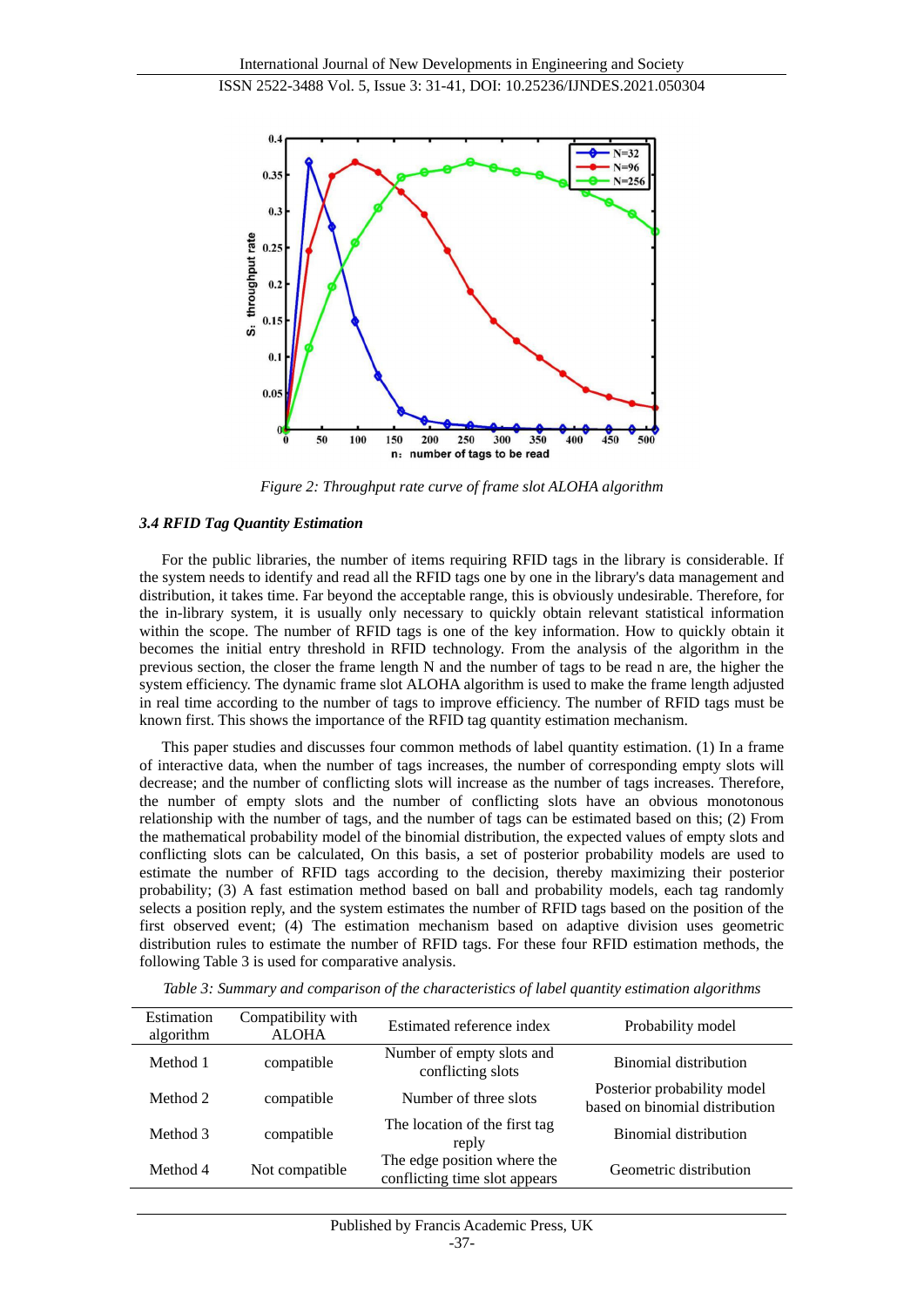Figure 2: Throughput rate curve of frame slot ALOHA algorithm

### 3.4 RFID Tag Quantity Estimation

For the public libraries, the number of items requiring RFID tags in the library is considerable. If the system needs to identify and read all the RFID tags one by one in the library's data management and distribution, it takes time. Far beyond the acceptable range, this is obviously undesirable. Therefore, for the in-library system, it is usually only necessary to quickly obtain relevant statistical information within the scope. The number of RFID tags is one of the key information. How to quickly obtain it becomes the initial entry threshold in RFID technology. From the analysis of the algorithm in the previous section, the closer the frame length N and the number of tags to be read n are, the higher the system efficiency. The dynamic frame slot ALOHA algorithm is used to make the frame length adjusted in real time according to the number of tags to improve efficiency. The number of RFID tags must be known first. This shows the importance of the RFID tag quantity estimation mechanism.

This paper studies and discusses four common methods of label quantity estimation. (1) In a frame of interactive data, when the number of tags increases, the number of corresponding empty slots will decrease; and the number of conflicting slots will increase as the number of tags increases. Therefore, the number of empty slots and the number of conflicting slots have an obvious monotonous relationship with the number of tags, and the number of tags can be estimated based on this; (2) From the mathematical probability model of the binomial distribution, the expected values of empty slots and conflicting slots can be calculated, On this basis, a set of posterior probability models are used to estimate the number of RFID tags according to the decision, thereby maximizing their posterior probability; (3) A fast estimation method based on ball and probability models, each tag randomly selects a position reply, and the system estimates the number of RFID tags based on the position of the first observed event; (4) The estimation mechanism based on adaptive division uses geometric distribution rules to estimate the number of RFID tags. For these four RFID estimation methods, the following Table 3 is used for comparative analysis.

Table 3: Summary and comparison of the characteristics of label quantity estimation algorithms

| Estimation algorithm | Compatibility with ALOHA | Estimated reference index | Probability model |
|---|---|---|---|
| Method 1 | compatible | Number of empty slots and conflicting slots | Binomial distribution |
| Method 2 | compatible | Number of three slots | Posterior probability model based on binomial distribution |
| Method 3 | compatible | The location of the first tag reply | Binomial distribution |
| Method 4 | Not compatible | The edge position where the conflicting time slot appears | Geometric distribution |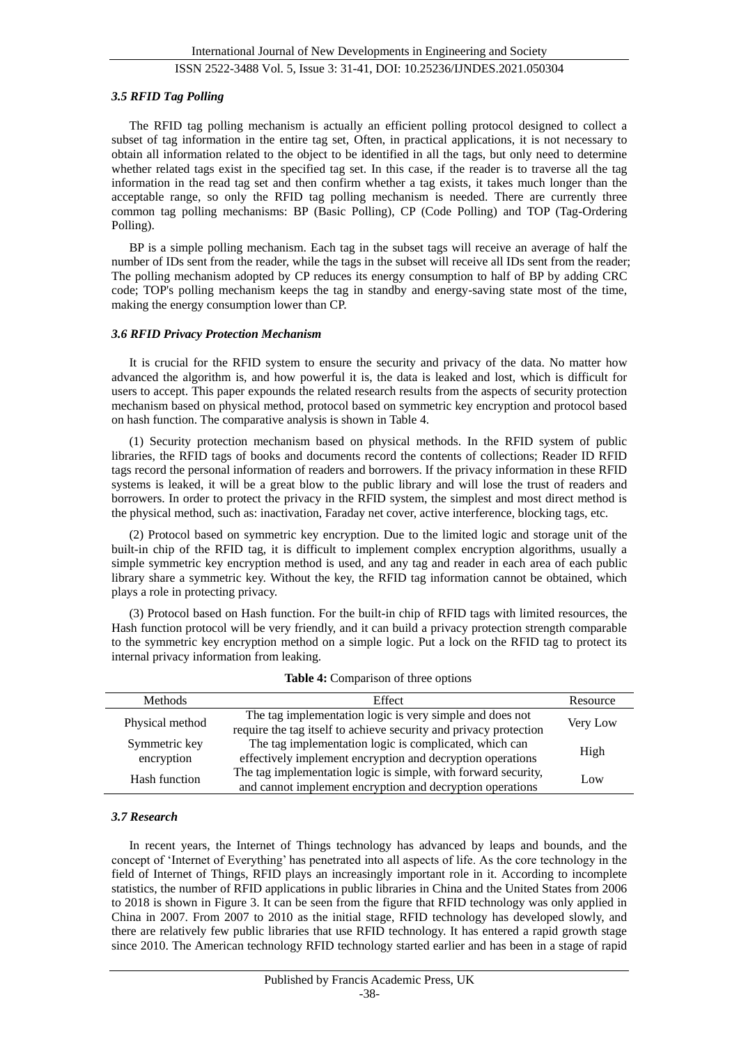### *3.5 RFID Tag Polling*

The RFID tag polling mechanism is actually an efficient polling protocol designed to collect a subset of tag information in the entire tag set, Often, in practical applications, it is not necessary to obtain all information related to the object to be identified in all the tags, but only need to determine whether related tags exist in the specified tag set. In this case, if the reader is to traverse all the tag information in the read tag set and then confirm whether a tag exists, it takes much longer than the acceptable range, so only the RFID tag polling mechanism is needed. There are currently three common tag polling mechanisms: BP (Basic Polling), CP (Code Polling) and TOP (Tag-Ordering Polling).

BP is a simple polling mechanism. Each tag in the subset tags will receive an average of half the number of IDs sent from the reader, while the tags in the subset will receive all IDs sent from the reader; The polling mechanism adopted by CP reduces its energy consumption to half of BP by adding CRC code; TOP's polling mechanism keeps the tag in standby and energy-saving state most of the time, making the energy consumption lower than CP.

### *3.6 RFID Privacy Protection Mechanism*

It is crucial for the RFID system to ensure the security and privacy of the data. No matter how advanced the algorithm is, and how powerful it is, the data is leaked and lost, which is difficult for users to accept. This paper expounds the related research results from the aspects of security protection mechanism based on physical method, protocol based on symmetric key encryption and protocol based on hash function. The comparative analysis is shown in Table 4.

(1) Security protection mechanism based on physical methods. In the RFID system of public libraries, the RFID tags of books and documents record the contents of collections; Reader ID RFID tags record the personal information of readers and borrowers. If the privacy information in these RFID systems is leaked, it will be a great blow to the public library and will lose the trust of readers and borrowers. In order to protect the privacy in the RFID system, the simplest and most direct method is the physical method, such as: inactivation, Faraday net cover, active interference, blocking tags, etc.

(2) Protocol based on symmetric key encryption. Due to the limited logic and storage unit of the built-in chip of the RFID tag, it is difficult to implement complex encryption algorithms, usually a simple symmetric key encryption method is used, and any tag and reader in each area of each public library share a symmetric key. Without the key, the RFID tag information cannot be obtained, which plays a role in protecting privacy.

(3) Protocol based on Hash function. For the built-in chip of RFID tags with limited resources, the Hash function protocol will be very friendly, and it can build a privacy protection strength comparable to the symmetric key encryption method on a simple logic. Put a lock on the RFID tag to protect its internal privacy information from leaking.

**Table 4:** Comparison of three options

| Methods | Effect | Resource |
| --- | --- | --- |
| Physical method | The tag implementation logic is very simple and does not require the tag itself to achieve security and privacy protection | Very Low |
| Symmetric key encryption | The tag implementation logic is complicated, which can effectively implement encryption and decryption operations | High |
| Hash function | The tag implementation logic is simple, with forward security, and cannot implement encryption and decryption operations | Low |

### *3.7 Research*

In recent years, the Internet of Things technology has advanced by leaps and bounds, and the concept of 'Internet of Everything' has penetrated into all aspects of life. As the core technology in the field of Internet of Things, RFID plays an increasingly important role in it. According to incomplete statistics, the number of RFID applications in public libraries in China and the United States from 2006 to 2018 is shown in Figure 3. It can be seen from the figure that RFID technology was only applied in China in 2007. From 2007 to 2010 as the initial stage, RFID technology has developed slowly, and there are relatively few public libraries that use RFID technology. It has entered a rapid growth stage since 2010. The American technology RFID technology started earlier and has been in a stage of rapid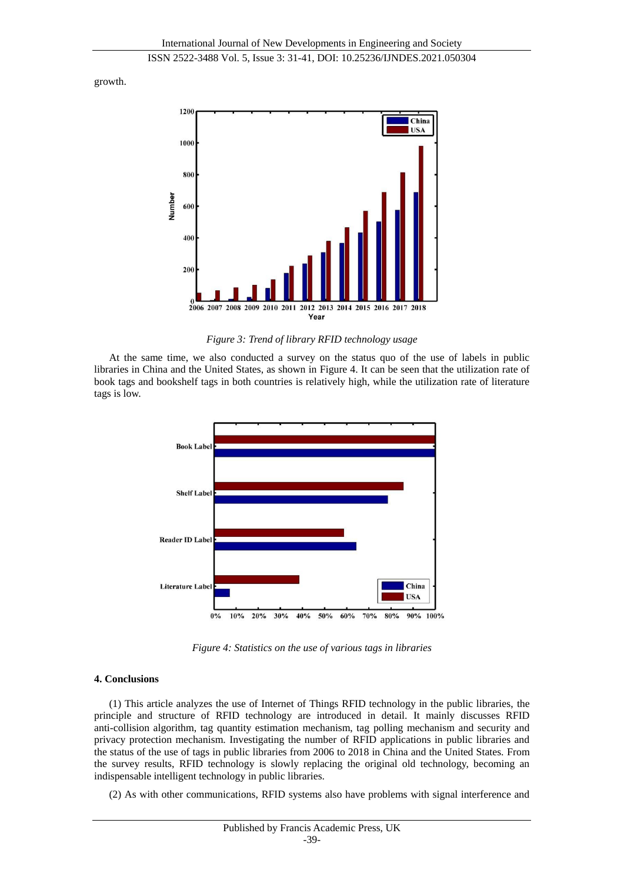growth.

Figure 3: Trend of library RFID technology usage

At the same time, we also conducted a survey on the status quo of the use of labels in public libraries in China and the United States, as shown in Figure 4. It can be seen that the utilization rate of book tags and bookshelf tags in both countries is relatively high, while the utilization rate of literature tags is low.

Figure 4: Statistics on the use of various tags in libraries

## 4. Conclusions

(1) This article analyzes the use of Internet of Things RFID technology in the public libraries, the principle and structure of RFID technology are introduced in detail. It mainly discusses RFID anti-collision algorithm, tag quantity estimation mechanism, tag polling mechanism and security and privacy protection mechanism. Investigating the number of RFID applications in public libraries and the status of the use of tags in public libraries from 2006 to 2018 in China and the United States. From the survey results, RFID technology is slowly replacing the original old technology, becoming an indispensable intelligent technology in public libraries.

(2) As with other communications, RFID systems also have problems with signal interference and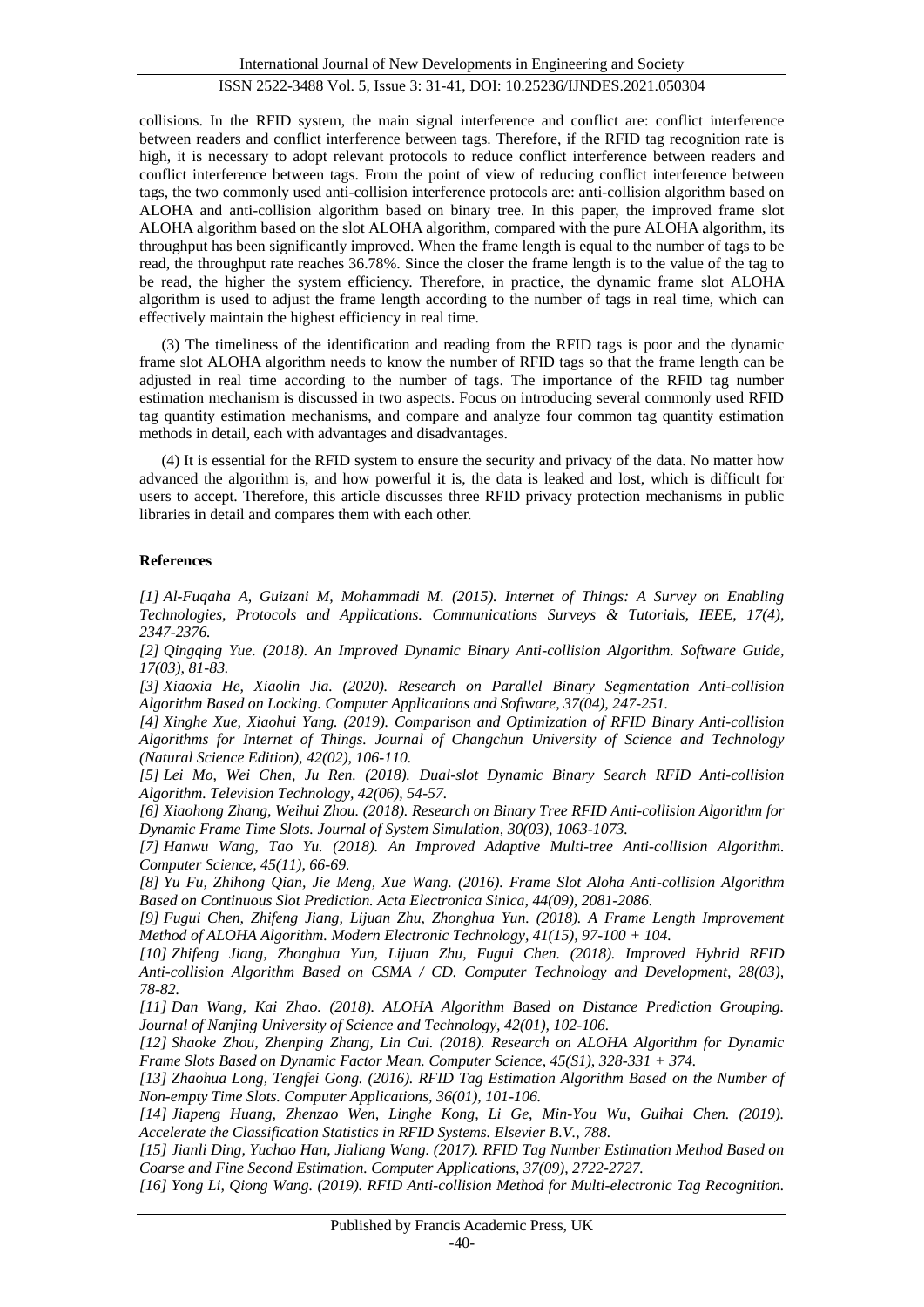collisions. In the RFID system, the main signal interference and conflict are: conflict interference between readers and conflict interference between tags. Therefore, if the RFID tag recognition rate is high, it is necessary to adopt relevant protocols to reduce conflict interference between readers and conflict interference between tags. From the point of view of reducing conflict interference between tags, the two commonly used anti-collision interference protocols are: anti-collision algorithm based on ALOHA and anti-collision algorithm based on binary tree. In this paper, the improved frame slot ALOHA algorithm based on the slot ALOHA algorithm, compared with the pure ALOHA algorithm, its throughput has been significantly improved. When the frame length is equal to the number of tags to be read, the throughput rate reaches 36.78%. Since the closer the frame length is to the value of the tag to be read, the higher the system efficiency. Therefore, in practice, the dynamic frame slot ALOHA algorithm is used to adjust the frame length according to the number of tags in real time, which can effectively maintain the highest efficiency in real time.

(3) The timeliness of the identification and reading from the RFID tags is poor and the dynamic frame slot ALOHA algorithm needs to know the number of RFID tags so that the frame length can be adjusted in real time according to the number of tags. The importance of the RFID tag number estimation mechanism is discussed in two aspects. Focus on introducing several commonly used RFID tag quantity estimation mechanisms, and compare and analyze four common tag quantity estimation methods in detail, each with advantages and disadvantages.

(4) It is essential for the RFID system to ensure the security and privacy of the data. No matter how advanced the algorithm is, and how powerful it is, the data is leaked and lost, which is difficult for users to accept. Therefore, this article discusses three RFID privacy protection mechanisms in public libraries in detail and compares them with each other.

## References

*[1] Al-Fuqaha A, Guizani M, Mohammadi M. (2015). Internet of Things: A Survey on Enabling Technologies, Protocols and Applications. Communications Surveys & Tutorials, IEEE, 17(4), 2347-2376.*

*[2] Qingqing Yue. (2018). An Improved Dynamic Binary Anti-collision Algorithm. Software Guide, 17(03), 81-83.*

*[3] Xiaoxia He, Xiaolin Jia. (2020). Research on Parallel Binary Segmentation Anti-collision Algorithm Based on Locking. Computer Applications and Software, 37(04), 247-251.*

*[4] Xinghe Xue, Xiaohui Yang. (2019). Comparison and Optimization of RFID Binary Anti-collision Algorithms for Internet of Things. Journal of Changchun University of Science and Technology (Natural Science Edition), 42(02), 106-110.*

*[5] Lei Mo, Wei Chen, Ju Ren. (2018). Dual-slot Dynamic Binary Search RFID Anti-collision Algorithm. Television Technology, 42(06), 54-57.*

*[6] Xiaohong Zhang, Weihui Zhou. (2018). Research on Binary Tree RFID Anti-collision Algorithm for Dynamic Frame Time Slots. Journal of System Simulation, 30(03), 1063-1073.*

*[7] Hanwu Wang, Tao Yu. (2018). An Improved Adaptive Multi-tree Anti-collision Algorithm. Computer Science, 45(11), 66-69.*

*[8] Yu Fu, Zhihong Qian, Jie Meng, Xue Wang. (2016). Frame Slot Aloha Anti-collision Algorithm Based on Continuous Slot Prediction. Acta Electronica Sinica, 44(09), 2081-2086.*

*[9] Fugui Chen, Zhifeng Jiang, Lijuan Zhu, Zhonghua Yun. (2018). A Frame Length Improvement Method of ALOHA Algorithm. Modern Electronic Technology, 41(15), 97-100 + 104.*

*[10] Zhifeng Jiang, Zhonghua Yun, Lijuan Zhu, Fugui Chen. (2018). Improved Hybrid RFID Anti-collision Algorithm Based on CSMA / CD. Computer Technology and Development, 28(03), 78-82.*

*[11] Dan Wang, Kai Zhao. (2018). ALOHA Algorithm Based on Distance Prediction Grouping. Journal of Nanjing University of Science and Technology, 42(01), 102-106.*

*[12] Shaoke Zhou, Zhenping Zhang, Lin Cui. (2018). Research on ALOHA Algorithm for Dynamic Frame Slots Based on Dynamic Factor Mean. Computer Science, 45(S1), 328-331 + 374.*

*[13] Zhaohua Long, Tengfei Gong. (2016). RFID Tag Estimation Algorithm Based on the Number of Non-empty Time Slots. Computer Applications, 36(01), 101-106.*

*[14] Jiapeng Huang, Zhenzao Wen, Linghe Kong, Li Ge, Min-You Wu, Guihai Chen. (2019). Accelerate the Classification Statistics in RFID Systems. Elsevier B.V., 788.*

*[15] Jianli Ding, Yuchao Han, Jialiang Wang. (2017). RFID Tag Number Estimation Method Based on Coarse and Fine Second Estimation. Computer Applications, 37(09), 2722-2727.*

*[16] Yong Li, Qiong Wang. (2019). RFID Anti-collision Method for Multi-electronic Tag Recognition.*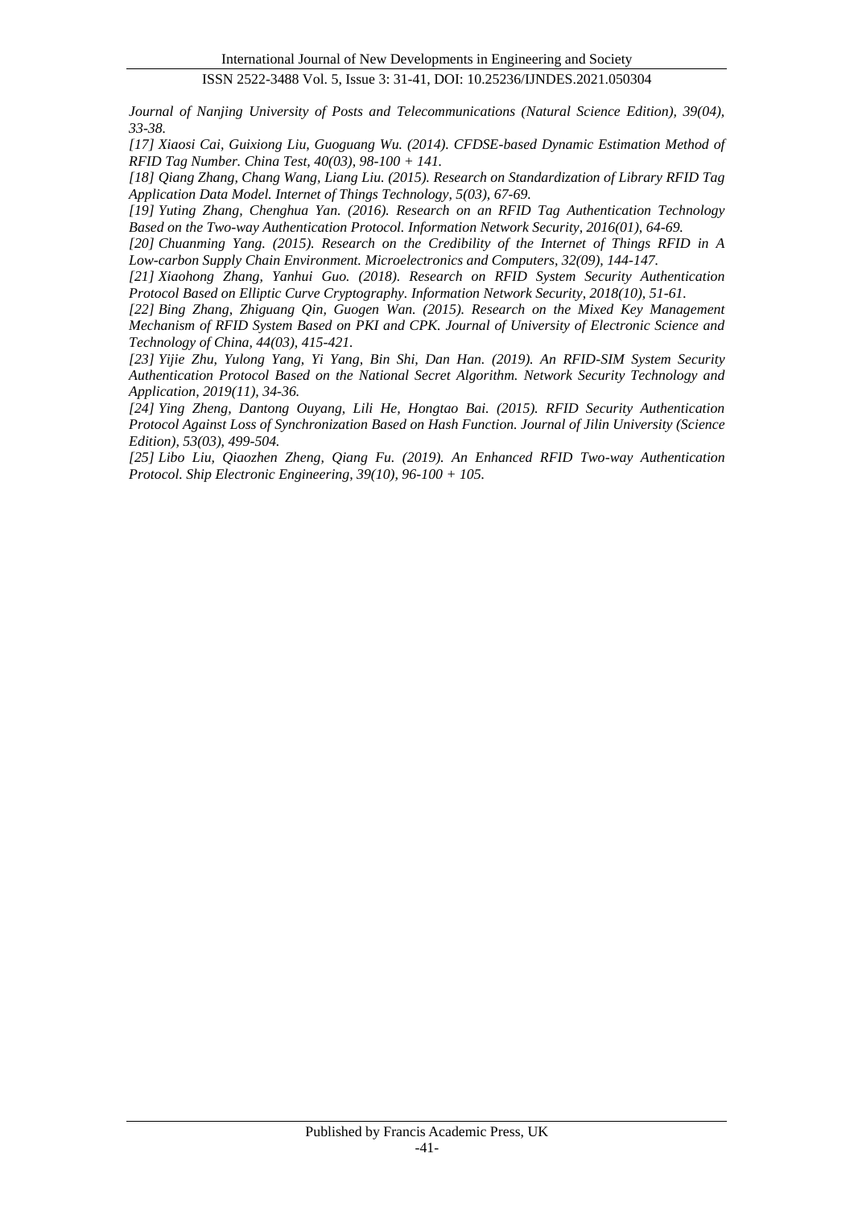*Journal of Nanjing University of Posts and Telecommunications (Natural Science Edition), 39(04), 33-38.*

*[17] Xiaosi Cai, Guixiong Liu, Guoguang Wu. (2014). CFDSE-based Dynamic Estimation Method of RFID Tag Number. China Test, 40(03), 98-100 + 141.*

*[18] Qiang Zhang, Chang Wang, Liang Liu. (2015). Research on Standardization of Library RFID Tag Application Data Model. Internet of Things Technology, 5(03), 67-69.*

*[19] Yuting Zhang, Chenghua Yan. (2016). Research on an RFID Tag Authentication Technology Based on the Two-way Authentication Protocol. Information Network Security, 2016(01), 64-69.*

*[20] Chuanming Yang. (2015). Research on the Credibility of the Internet of Things RFID in A Low-carbon Supply Chain Environment. Microelectronics and Computers, 32(09), 144-147.*

*[21] Xiaohong Zhang, Yanhui Guo. (2018). Research on RFID System Security Authentication Protocol Based on Elliptic Curve Cryptography. Information Network Security, 2018(10), 51-61.*

*[22] Bing Zhang, Zhiguang Qin, Guogen Wan. (2015). Research on the Mixed Key Management Mechanism of RFID System Based on PKI and CPK. Journal of University of Electronic Science and Technology of China, 44(03), 415-421.*

*[23] Yijie Zhu, Yulong Yang, Yi Yang, Bin Shi, Dan Han. (2019). An RFID-SIM System Security Authentication Protocol Based on the National Secret Algorithm. Network Security Technology and Application, 2019(11), 34-36.*

*[24] Ying Zheng, Dantong Ouyang, Lili He, Hongtao Bai. (2015). RFID Security Authentication Protocol Against Loss of Synchronization Based on Hash Function. Journal of Jilin University (Science Edition), 53(03), 499-504.*

*[25] Libo Liu, Qiaozhen Zheng, Qiang Fu. (2019). An Enhanced RFID Two-way Authentication Protocol. Ship Electronic Engineering, 39(10), 96-100 + 105.*